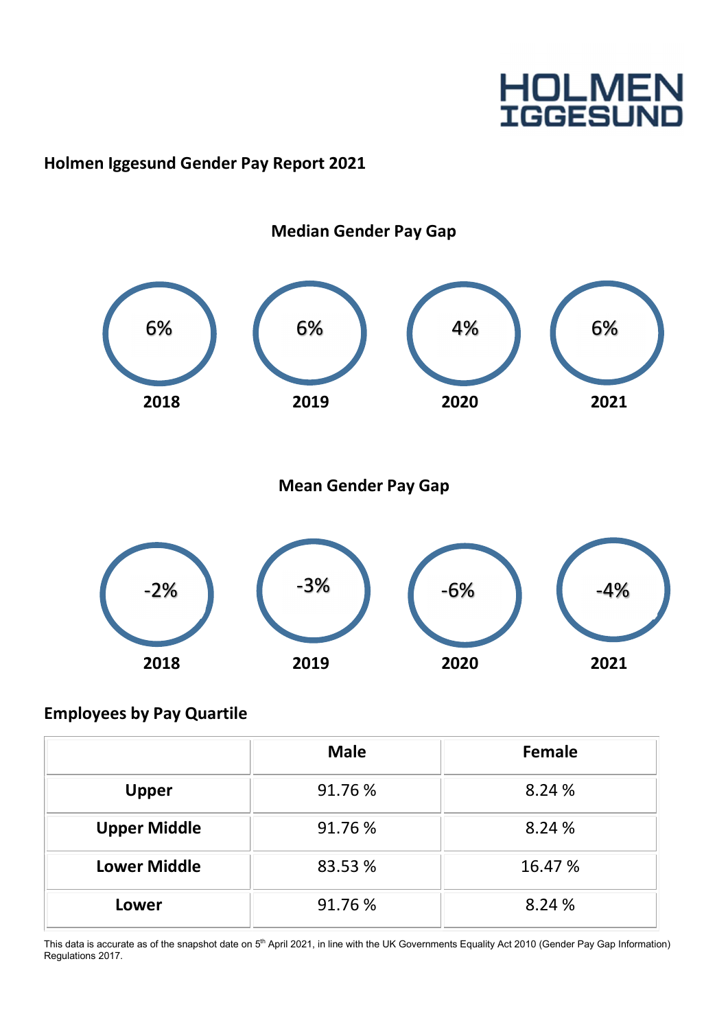HOLMEN IGGESUND

## Holmen Iggesund Gender Pay Report 2021

### Median Gender Pay Gap

| 2018 | 2019 | 2020 | 2021 |
|---|---|---|---|
| 6% | 6% | 4% | 6% |

### Mean Gender Pay Gap

| 2018 | 2019 | 2020 | 2021 |
|---|---|---|---|
| -2% | -3% | -6% | -4% |

## Employees by Pay Quartile

| | Male | Female |
|---|---|---|
| Upper | 91.76 % | 8.24 % |
| Upper Middle | 91.76 % | 8.24 % |
| Lower Middle | 83.53 % | 16.47 % |
| Lower | 91.76 % | 8.24 % |

This data is accurate as of the snapshot date on 5th April 2021, in line with the UK Governments Equality Act 2010 (Gender Pay Gap Information) Regulations 2017.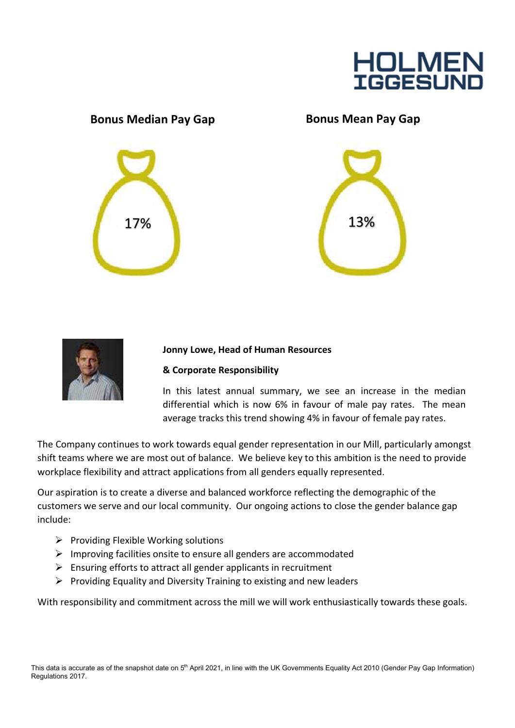## Bonus Median Pay Gap

17%

## Bonus Mean Pay Gap

13%

**Jonny Lowe, Head of Human Resources**

**& Corporate Responsibility**

In this latest annual summary, we see an increase in the median differential which is now 6% in favour of male pay rates. The mean average tracks this trend showing 4% in favour of female pay rates.

The Company continues to work towards equal gender representation in our Mill, particularly amongst shift teams where we are most out of balance. We believe key to this ambition is the need to provide workplace flexibility and attract applications from all genders equally represented.

Our aspiration is to create a diverse and balanced workforce reflecting the demographic of the customers we serve and our local community. Our ongoing actions to close the gender balance gap include:

- Providing Flexible Working solutions
- Improving facilities onsite to ensure all genders are accommodated
- Ensuring efforts to attract all gender applicants in recruitment
- Providing Equality and Diversity Training to existing and new leaders

With responsibility and commitment across the mill we will work enthusiastically towards these goals.

This data is accurate as of the snapshot date on 5th April 2021, in line with the UK Governments Equality Act 2010 (Gender Pay Gap Information) Regulations 2017.